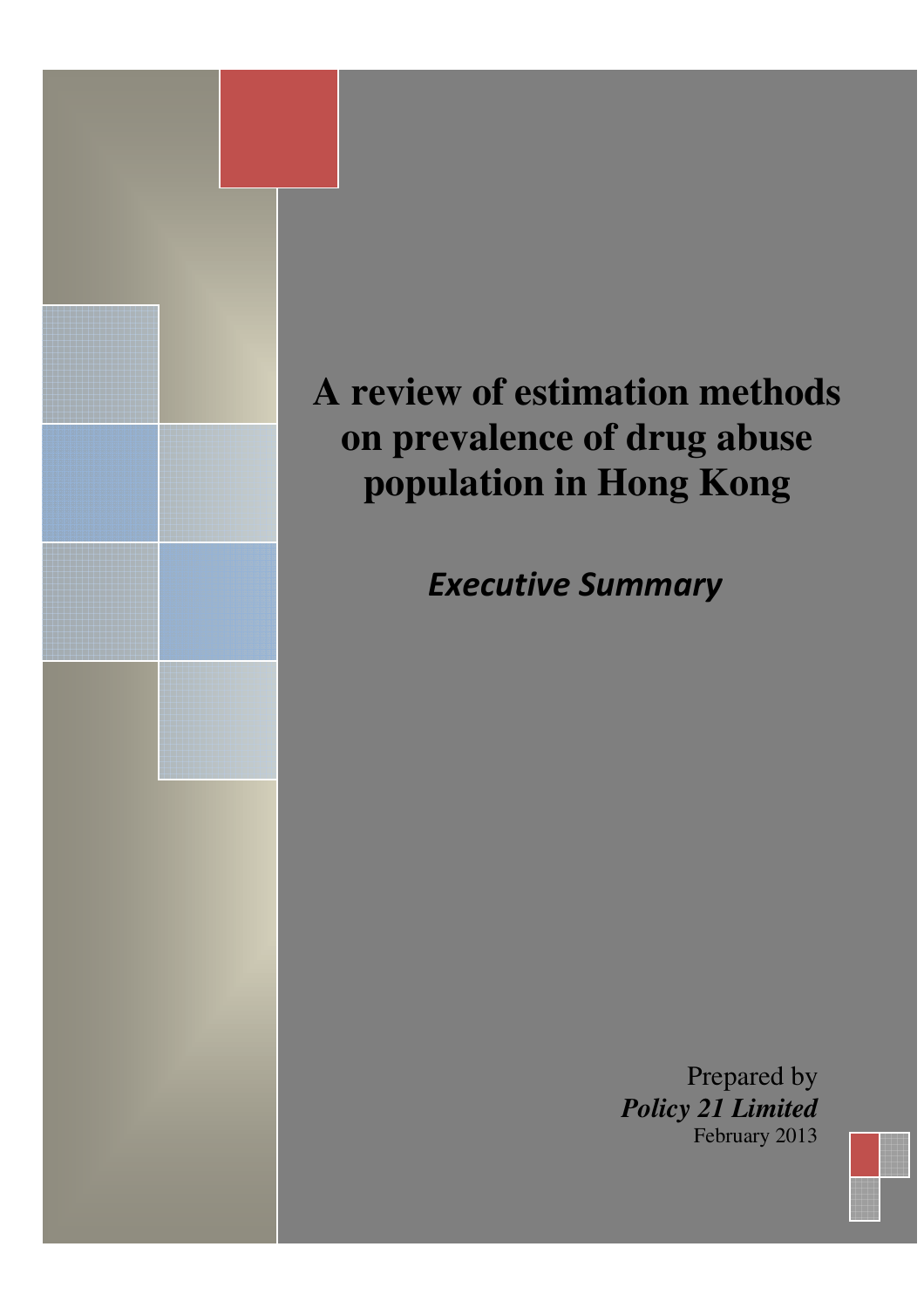# A review of estimation methods on prevalence of drug abuse population in Hong Kong

## *Executive Summary*

Prepared by
***Policy 21 Limited***
February 2013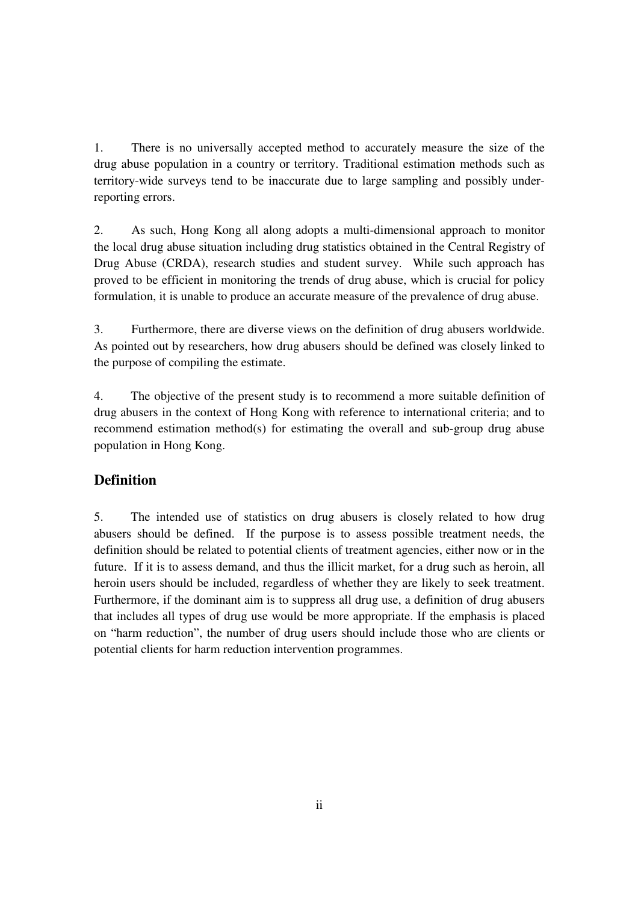1. There is no universally accepted method to accurately measure the size of the drug abuse population in a country or territory. Traditional estimation methods such as territory-wide surveys tend to be inaccurate due to large sampling and possibly under-reporting errors.

2. As such, Hong Kong all along adopts a multi-dimensional approach to monitor the local drug abuse situation including drug statistics obtained in the Central Registry of Drug Abuse (CRDA), research studies and student survey. While such approach has proved to be efficient in monitoring the trends of drug abuse, which is crucial for policy formulation, it is unable to produce an accurate measure of the prevalence of drug abuse.

3. Furthermore, there are diverse views on the definition of drug abusers worldwide. As pointed out by researchers, how drug abusers should be defined was closely linked to the purpose of compiling the estimate.

4. The objective of the present study is to recommend a more suitable definition of drug abusers in the context of Hong Kong with reference to international criteria; and to recommend estimation method(s) for estimating the overall and sub-group drug abuse population in Hong Kong.

## Definition

5. The intended use of statistics on drug abusers is closely related to how drug abusers should be defined. If the purpose is to assess possible treatment needs, the definition should be related to potential clients of treatment agencies, either now or in the future. If it is to assess demand, and thus the illicit market, for a drug such as heroin, all heroin users should be included, regardless of whether they are likely to seek treatment. Furthermore, if the dominant aim is to suppress all drug use, a definition of drug abusers that includes all types of drug use would be more appropriate. If the emphasis is placed on "harm reduction", the number of drug users should include those who are clients or potential clients for harm reduction intervention programmes.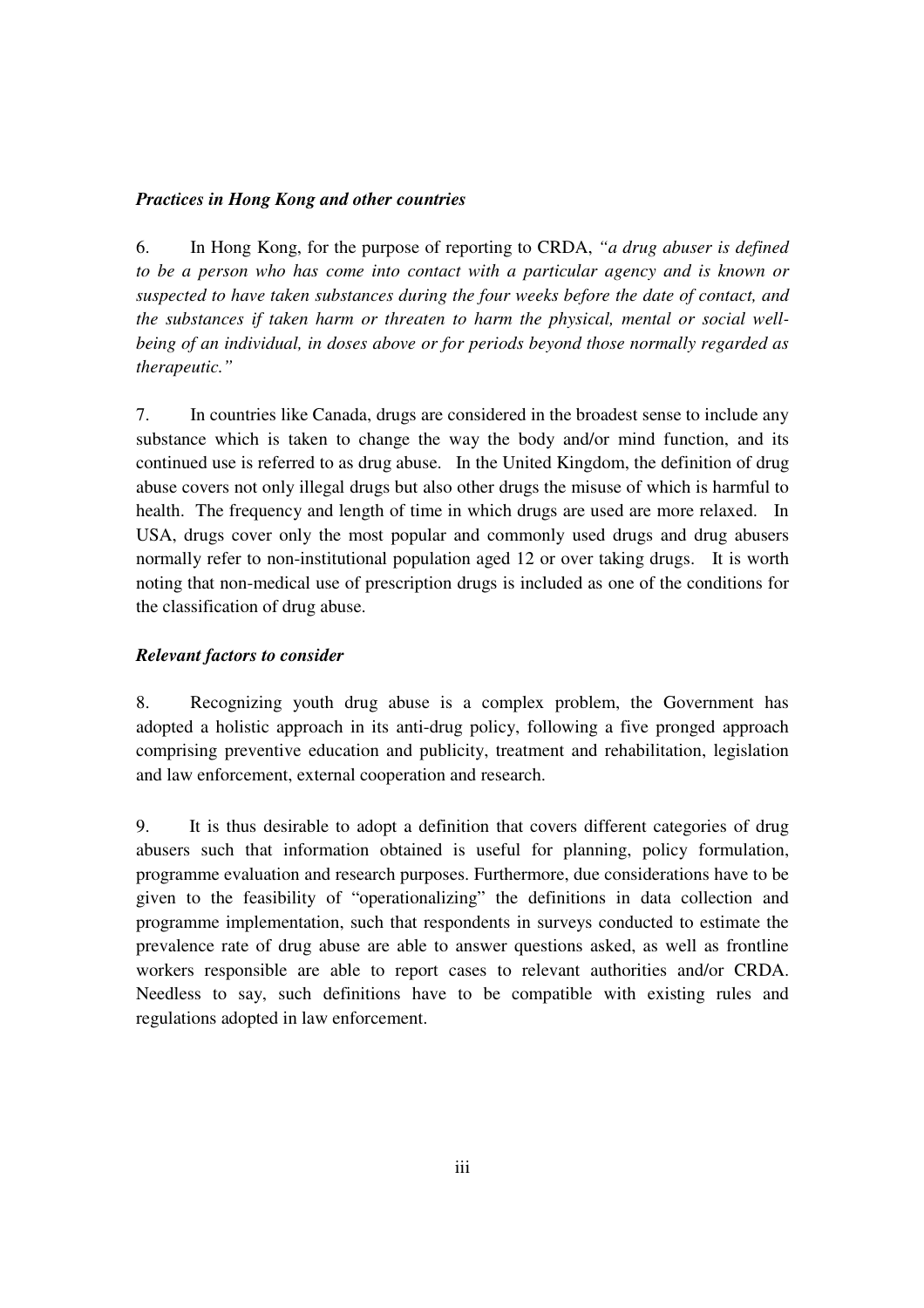***Practices in Hong Kong and other countries***

6. In Hong Kong, for the purpose of reporting to CRDA, *"a drug abuser is defined to be a person who has come into contact with a particular agency and is known or suspected to have taken substances during the four weeks before the date of contact, and the substances if taken harm or threaten to harm the physical, mental or social well-being of an individual, in doses above or for periods beyond those normally regarded as therapeutic."*

7. In countries like Canada, drugs are considered in the broadest sense to include any substance which is taken to change the way the body and/or mind function, and its continued use is referred to as drug abuse. In the United Kingdom, the definition of drug abuse covers not only illegal drugs but also other drugs the misuse of which is harmful to health. The frequency and length of time in which drugs are used are more relaxed. In USA, drugs cover only the most popular and commonly used drugs and drug abusers normally refer to non-institutional population aged 12 or over taking drugs. It is worth noting that non-medical use of prescription drugs is included as one of the conditions for the classification of drug abuse.

***Relevant factors to consider***

8. Recognizing youth drug abuse is a complex problem, the Government has adopted a holistic approach in its anti-drug policy, following a five pronged approach comprising preventive education and publicity, treatment and rehabilitation, legislation and law enforcement, external cooperation and research.

9. It is thus desirable to adopt a definition that covers different categories of drug abusers such that information obtained is useful for planning, policy formulation, programme evaluation and research purposes. Furthermore, due considerations have to be given to the feasibility of "operationalizing" the definitions in data collection and programme implementation, such that respondents in surveys conducted to estimate the prevalence rate of drug abuse are able to answer questions asked, as well as frontline workers responsible are able to report cases to relevant authorities and/or CRDA. Needless to say, such definitions have to be compatible with existing rules and regulations adopted in law enforcement.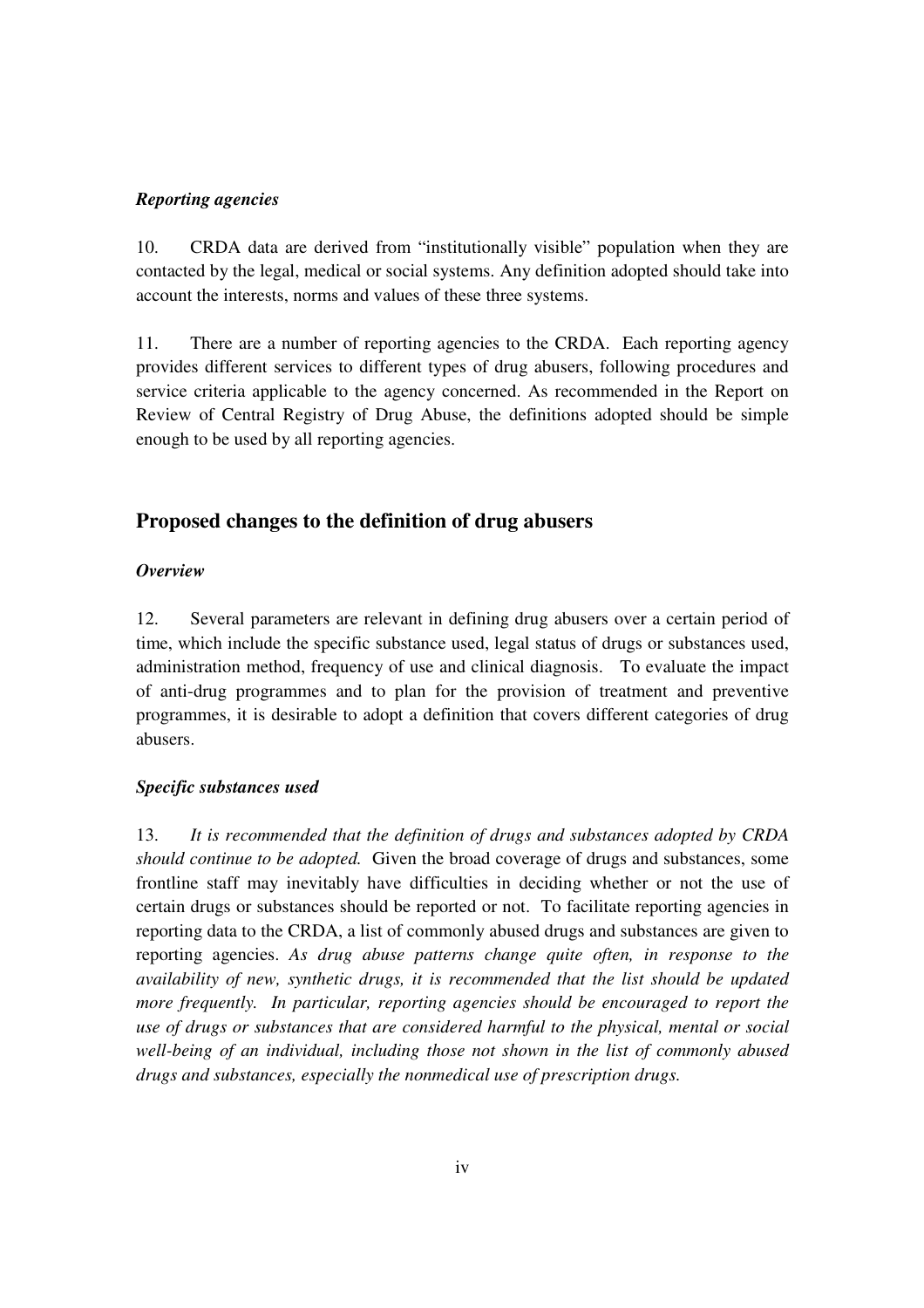*Reporting agencies*

10. CRDA data are derived from "institutionally visible" population when they are contacted by the legal, medical or social systems. Any definition adopted should take into account the interests, norms and values of these three systems.

11. There are a number of reporting agencies to the CRDA. Each reporting agency provides different services to different types of drug abusers, following procedures and service criteria applicable to the agency concerned. As recommended in the Report on Review of Central Registry of Drug Abuse, the definitions adopted should be simple enough to be used by all reporting agencies.

## Proposed changes to the definition of drug abusers

*Overview*

12. Several parameters are relevant in defining drug abusers over a certain period of time, which include the specific substance used, legal status of drugs or substances used, administration method, frequency of use and clinical diagnosis. To evaluate the impact of anti-drug programmes and to plan for the provision of treatment and preventive programmes, it is desirable to adopt a definition that covers different categories of drug abusers.

*Specific substances used*

13. *It is recommended that the definition of drugs and substances adopted by CRDA should continue to be adopted.* Given the broad coverage of drugs and substances, some frontline staff may inevitably have difficulties in deciding whether or not the use of certain drugs or substances should be reported or not. To facilitate reporting agencies in reporting data to the CRDA, a list of commonly abused drugs and substances are given to reporting agencies. *As drug abuse patterns change quite often, in response to the availability of new, synthetic drugs, it is recommended that the list should be updated more frequently. In particular, reporting agencies should be encouraged to report the use of drugs or substances that are considered harmful to the physical, mental or social well-being of an individual, including those not shown in the list of commonly abused drugs and substances, especially the nonmedical use of prescription drugs.*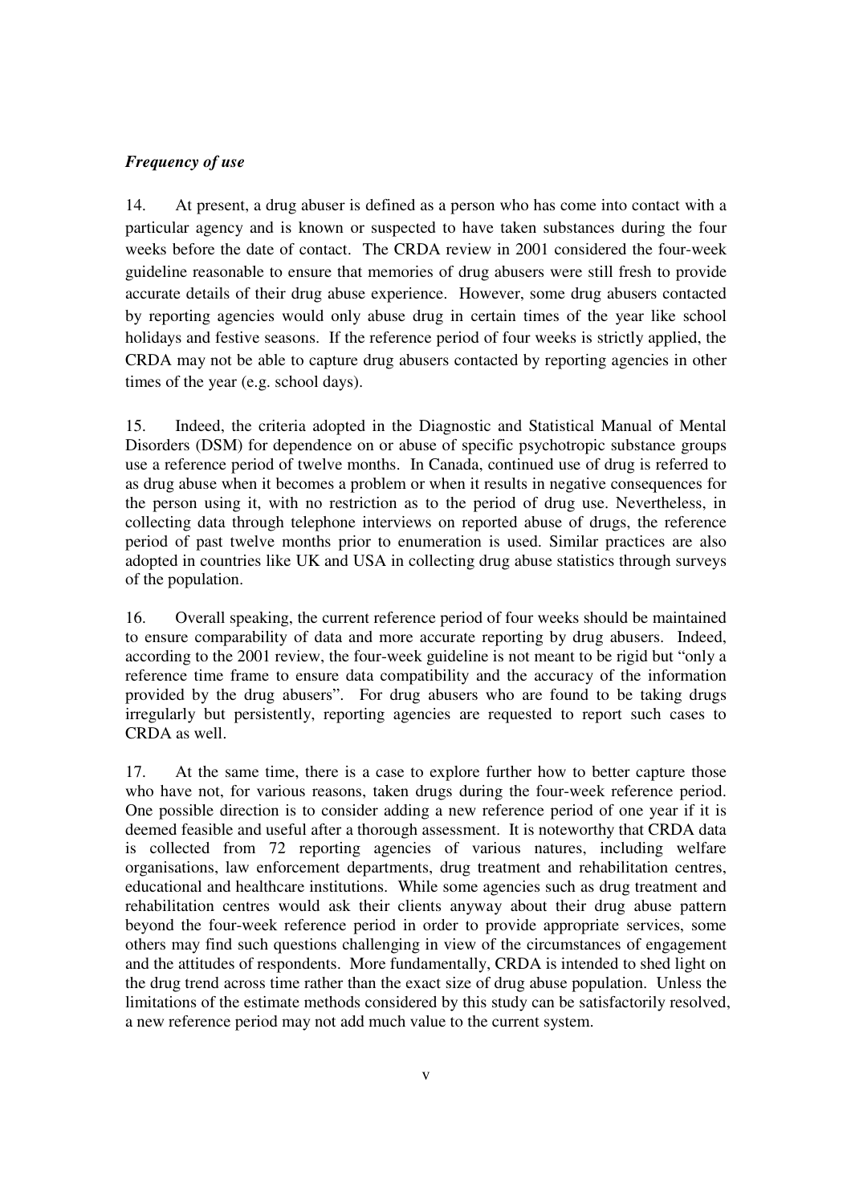***Frequency of use***

14. At present, a drug abuser is defined as a person who has come into contact with a particular agency and is known or suspected to have taken substances during the four weeks before the date of contact. The CRDA review in 2001 considered the four-week guideline reasonable to ensure that memories of drug abusers were still fresh to provide accurate details of their drug abuse experience. However, some drug abusers contacted by reporting agencies would only abuse drug in certain times of the year like school holidays and festive seasons. If the reference period of four weeks is strictly applied, the CRDA may not be able to capture drug abusers contacted by reporting agencies in other times of the year (e.g. school days).

15. Indeed, the criteria adopted in the Diagnostic and Statistical Manual of Mental Disorders (DSM) for dependence on or abuse of specific psychotropic substance groups use a reference period of twelve months. In Canada, continued use of drug is referred to as drug abuse when it becomes a problem or when it results in negative consequences for the person using it, with no restriction as to the period of drug use. Nevertheless, in collecting data through telephone interviews on reported abuse of drugs, the reference period of past twelve months prior to enumeration is used. Similar practices are also adopted in countries like UK and USA in collecting drug abuse statistics through surveys of the population.

16. Overall speaking, the current reference period of four weeks should be maintained to ensure comparability of data and more accurate reporting by drug abusers. Indeed, according to the 2001 review, the four-week guideline is not meant to be rigid but "only a reference time frame to ensure data compatibility and the accuracy of the information provided by the drug abusers". For drug abusers who are found to be taking drugs irregularly but persistently, reporting agencies are requested to report such cases to CRDA as well.

17. At the same time, there is a case to explore further how to better capture those who have not, for various reasons, taken drugs during the four-week reference period. One possible direction is to consider adding a new reference period of one year if it is deemed feasible and useful after a thorough assessment. It is noteworthy that CRDA data is collected from 72 reporting agencies of various natures, including welfare organisations, law enforcement departments, drug treatment and rehabilitation centres, educational and healthcare institutions. While some agencies such as drug treatment and rehabilitation centres would ask their clients anyway about their drug abuse pattern beyond the four-week reference period in order to provide appropriate services, some others may find such questions challenging in view of the circumstances of engagement and the attitudes of respondents. More fundamentally, CRDA is intended to shed light on the drug trend across time rather than the exact size of drug abuse population. Unless the limitations of the estimate methods considered by this study can be satisfactorily resolved, a new reference period may not add much value to the current system.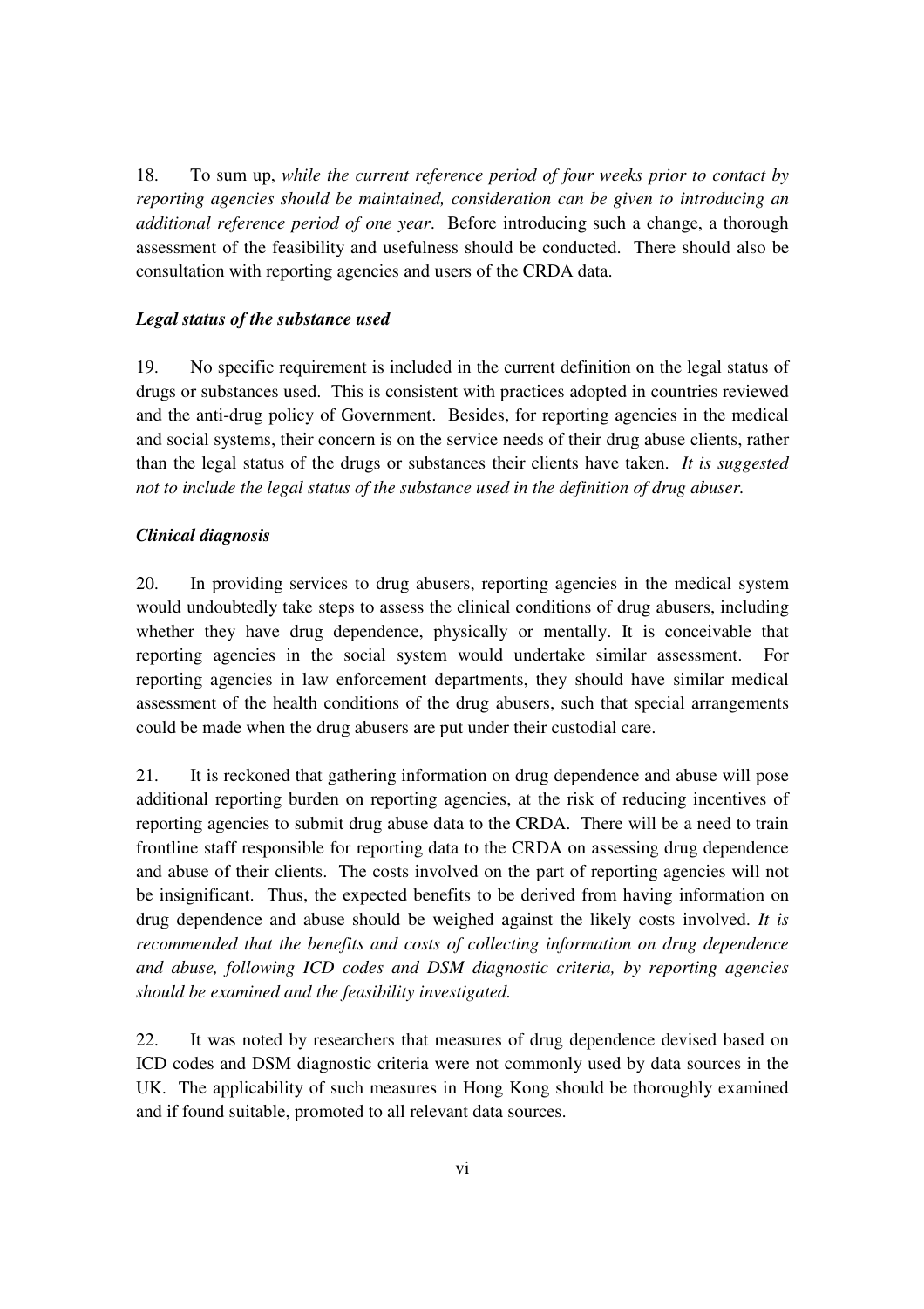18. To sum up, *while the current reference period of four weeks prior to contact by reporting agencies should be maintained, consideration can be given to introducing an additional reference period of one year*. Before introducing such a change, a thorough assessment of the feasibility and usefulness should be conducted. There should also be consultation with reporting agencies and users of the CRDA data.

***Legal status of the substance used***

19. No specific requirement is included in the current definition on the legal status of drugs or substances used. This is consistent with practices adopted in countries reviewed and the anti-drug policy of Government. Besides, for reporting agencies in the medical and social systems, their concern is on the service needs of their drug abuse clients, rather than the legal status of the drugs or substances their clients have taken. *It is suggested not to include the legal status of the substance used in the definition of drug abuser.*

***Clinical diagnosis***

20. In providing services to drug abusers, reporting agencies in the medical system would undoubtedly take steps to assess the clinical conditions of drug abusers, including whether they have drug dependence, physically or mentally. It is conceivable that reporting agencies in the social system would undertake similar assessment. For reporting agencies in law enforcement departments, they should have similar medical assessment of the health conditions of the drug abusers, such that special arrangements could be made when the drug abusers are put under their custodial care.

21. It is reckoned that gathering information on drug dependence and abuse will pose additional reporting burden on reporting agencies, at the risk of reducing incentives of reporting agencies to submit drug abuse data to the CRDA. There will be a need to train frontline staff responsible for reporting data to the CRDA on assessing drug dependence and abuse of their clients. The costs involved on the part of reporting agencies will not be insignificant. Thus, the expected benefits to be derived from having information on drug dependence and abuse should be weighed against the likely costs involved. *It is recommended that the benefits and costs of collecting information on drug dependence and abuse, following ICD codes and DSM diagnostic criteria, by reporting agencies should be examined and the feasibility investigated.*

22. It was noted by researchers that measures of drug dependence devised based on ICD codes and DSM diagnostic criteria were not commonly used by data sources in the UK. The applicability of such measures in Hong Kong should be thoroughly examined and if found suitable, promoted to all relevant data sources.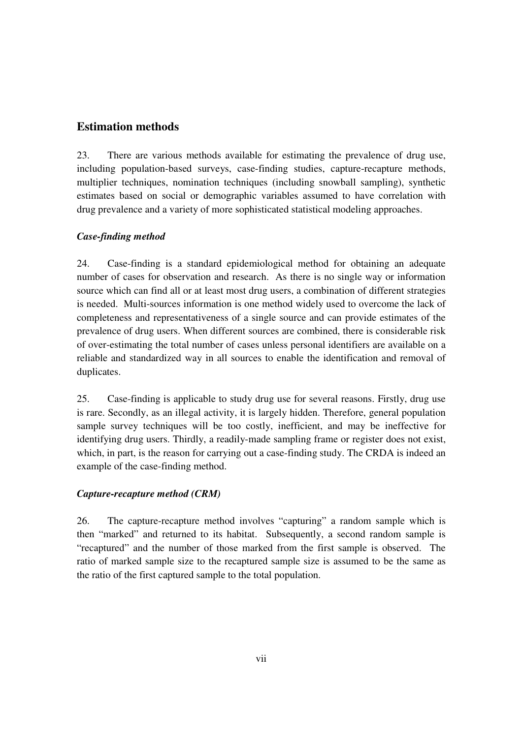## Estimation methods

23. There are various methods available for estimating the prevalence of drug use, including population-based surveys, case-finding studies, capture-recapture methods, multiplier techniques, nomination techniques (including snowball sampling), synthetic estimates based on social or demographic variables assumed to have correlation with drug prevalence and a variety of more sophisticated statistical modeling approaches.

### *Case-finding method*

24. Case-finding is a standard epidemiological method for obtaining an adequate number of cases for observation and research. As there is no single way or information source which can find all or at least most drug users, a combination of different strategies is needed. Multi-sources information is one method widely used to overcome the lack of completeness and representativeness of a single source and can provide estimates of the prevalence of drug users. When different sources are combined, there is considerable risk of over-estimating the total number of cases unless personal identifiers are available on a reliable and standardized way in all sources to enable the identification and removal of duplicates.

25. Case-finding is applicable to study drug use for several reasons. Firstly, drug use is rare. Secondly, as an illegal activity, it is largely hidden. Therefore, general population sample survey techniques will be too costly, inefficient, and may be ineffective for identifying drug users. Thirdly, a readily-made sampling frame or register does not exist, which, in part, is the reason for carrying out a case-finding study. The CRDA is indeed an example of the case-finding method.

### *Capture-recapture method (CRM)*

26. The capture-recapture method involves "capturing" a random sample which is then "marked" and returned to its habitat. Subsequently, a second random sample is "recaptured" and the number of those marked from the first sample is observed. The ratio of marked sample size to the recaptured sample size is assumed to be the same as the ratio of the first captured sample to the total population.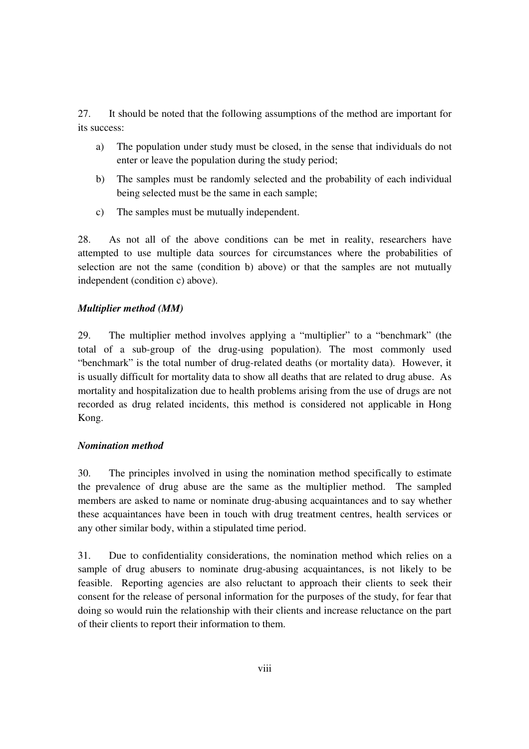27. It should be noted that the following assumptions of the method are important for its success:

a) The population under study must be closed, in the sense that individuals do not enter or leave the population during the study period;

b) The samples must be randomly selected and the probability of each individual being selected must be the same in each sample;

c) The samples must be mutually independent.

28. As not all of the above conditions can be met in reality, researchers have attempted to use multiple data sources for circumstances where the probabilities of selection are not the same (condition b) above) or that the samples are not mutually independent (condition c) above).

***Multiplier method (MM)***

29. The multiplier method involves applying a "multiplier" to a "benchmark" (the total of a sub-group of the drug-using population). The most commonly used "benchmark" is the total number of drug-related deaths (or mortality data). However, it is usually difficult for mortality data to show all deaths that are related to drug abuse. As mortality and hospitalization due to health problems arising from the use of drugs are not recorded as drug related incidents, this method is considered not applicable in Hong Kong.

***Nomination method***

30. The principles involved in using the nomination method specifically to estimate the prevalence of drug abuse are the same as the multiplier method. The sampled members are asked to name or nominate drug-abusing acquaintances and to say whether these acquaintances have been in touch with drug treatment centres, health services or any other similar body, within a stipulated time period.

31. Due to confidentiality considerations, the nomination method which relies on a sample of drug abusers to nominate drug-abusing acquaintances, is not likely to be feasible. Reporting agencies are also reluctant to approach their clients to seek their consent for the release of personal information for the purposes of the study, for fear that doing so would ruin the relationship with their clients and increase reluctance on the part of their clients to report their information to them.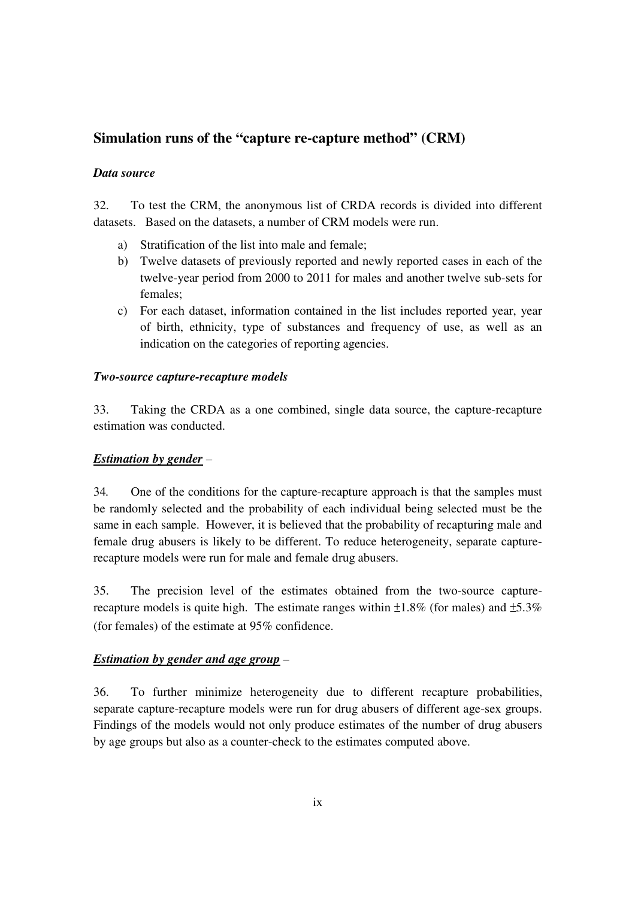## Simulation runs of the "capture re-capture method" (CRM)

### *Data source*

32. To test the CRM, the anonymous list of CRDA records is divided into different datasets. Based on the datasets, a number of CRM models were run.

a) Stratification of the list into male and female;
b) Twelve datasets of previously reported and newly reported cases in each of the twelve-year period from 2000 to 2011 for males and another twelve sub-sets for females;
c) For each dataset, information contained in the list includes reported year, year of birth, ethnicity, type of substances and frequency of use, as well as an indication on the categories of reporting agencies.

### *Two-source capture-recapture models*

33. Taking the CRDA as a one combined, single data source, the capture-recapture estimation was conducted.

***<u>Estimation by gender</u>*** –

34. One of the conditions for the capture-recapture approach is that the samples must be randomly selected and the probability of each individual being selected must be the same in each sample. However, it is believed that the probability of recapturing male and female drug abusers is likely to be different. To reduce heterogeneity, separate capture-recapture models were run for male and female drug abusers.

35. The precision level of the estimates obtained from the two-source capture-recapture models is quite high. The estimate ranges within ±1.8% (for males) and ±5.3% (for females) of the estimate at 95% confidence.

***<u>Estimation by gender and age group</u>*** –

36. To further minimize heterogeneity due to different recapture probabilities, separate capture-recapture models were run for drug abusers of different age-sex groups. Findings of the models would not only produce estimates of the number of drug abusers by age groups but also as a counter-check to the estimates computed above.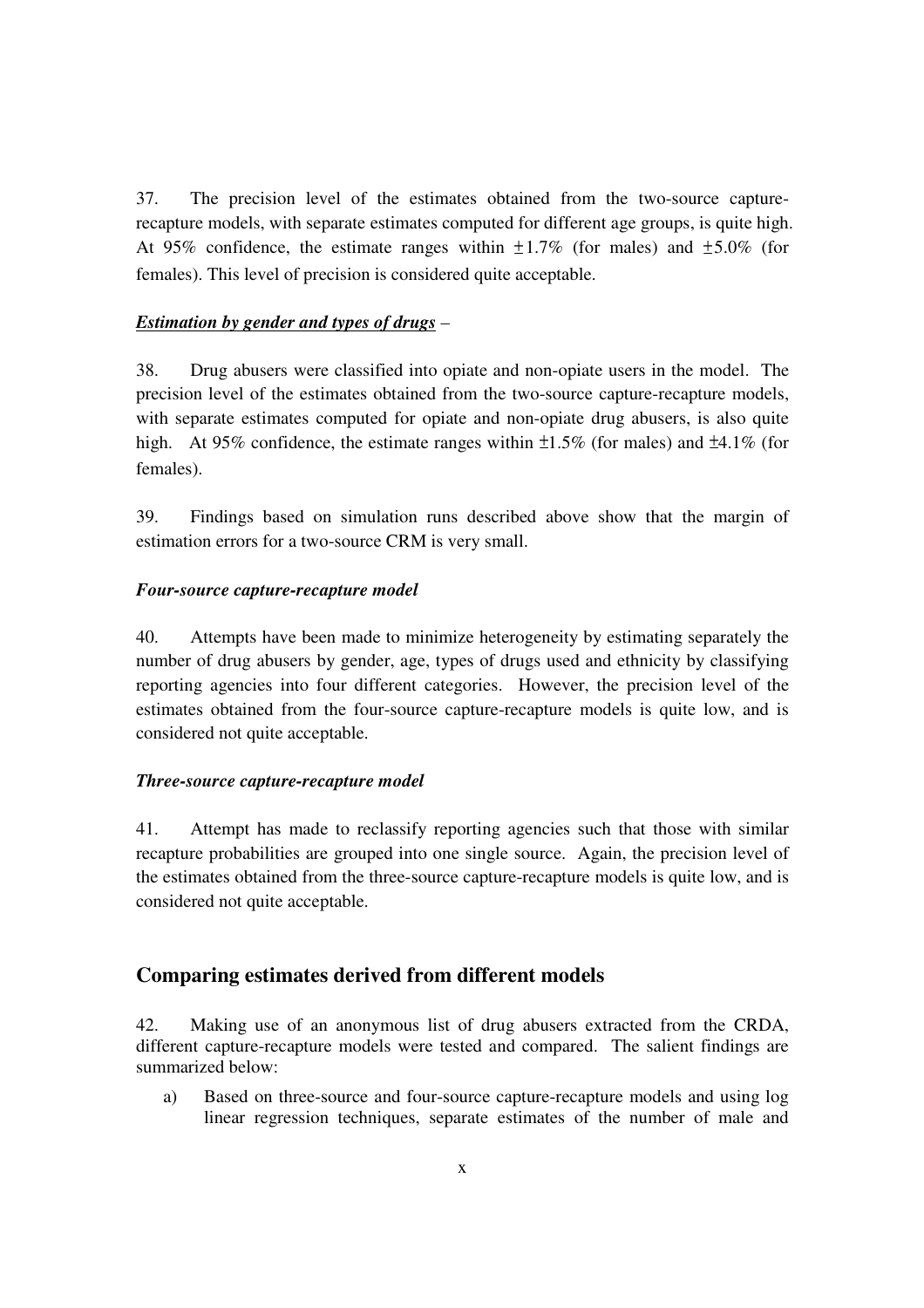37. The precision level of the estimates obtained from the two-source capture-recapture models, with separate estimates computed for different age groups, is quite high. At 95% confidence, the estimate ranges within ±1.7% (for males) and ±5.0% (for females). This level of precision is considered quite acceptable.

***Estimation by gender and types of drugs*** –

38. Drug abusers were classified into opiate and non-opiate users in the model. The precision level of the estimates obtained from the two-source capture-recapture models, with separate estimates computed for opiate and non-opiate drug abusers, is also quite high. At 95% confidence, the estimate ranges within ±1.5% (for males) and ±4.1% (for females).

39. Findings based on simulation runs described above show that the margin of estimation errors for a two-source CRM is very small.

### *Four-source capture-recapture model*

40. Attempts have been made to minimize heterogeneity by estimating separately the number of drug abusers by gender, age, types of drugs used and ethnicity by classifying reporting agencies into four different categories. However, the precision level of the estimates obtained from the four-source capture-recapture models is quite low, and is considered not quite acceptable.

### *Three-source capture-recapture model*

41. Attempt has made to reclassify reporting agencies such that those with similar recapture probabilities are grouped into one single source. Again, the precision level of the estimates obtained from the three-source capture-recapture models is quite low, and is considered not quite acceptable.

## Comparing estimates derived from different models

42. Making use of an anonymous list of drug abusers extracted from the CRDA, different capture-recapture models were tested and compared. The salient findings are summarized below:

a) Based on three-source and four-source capture-recapture models and using log linear regression techniques, separate estimates of the number of male and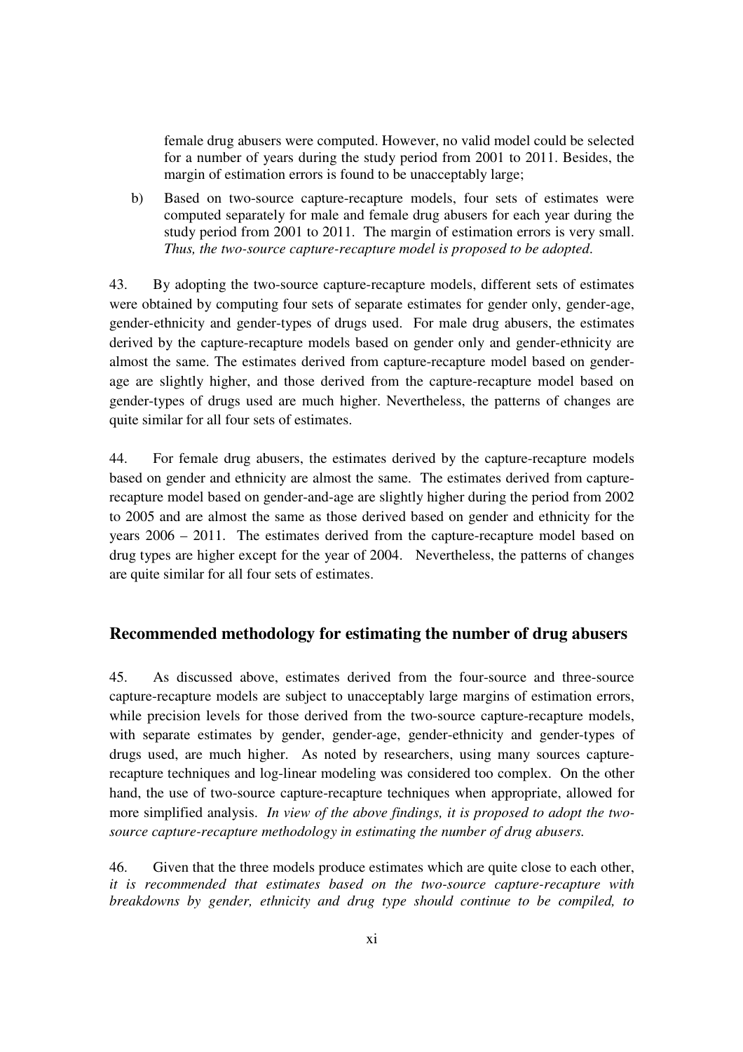female drug abusers were computed. However, no valid model could be selected for a number of years during the study period from 2001 to 2011. Besides, the margin of estimation errors is found to be unacceptably large;

b) Based on two-source capture-recapture models, four sets of estimates were computed separately for male and female drug abusers for each year during the study period from 2001 to 2011. The margin of estimation errors is very small. *Thus, the two-source capture-recapture model is proposed to be adopted.*

43. By adopting the two-source capture-recapture models, different sets of estimates were obtained by computing four sets of separate estimates for gender only, gender-age, gender-ethnicity and gender-types of drugs used. For male drug abusers, the estimates derived by the capture-recapture models based on gender only and gender-ethnicity are almost the same. The estimates derived from capture-recapture model based on gender-age are slightly higher, and those derived from the capture-recapture model based on gender-types of drugs used are much higher. Nevertheless, the patterns of changes are quite similar for all four sets of estimates.

44. For female drug abusers, the estimates derived by the capture-recapture models based on gender and ethnicity are almost the same. The estimates derived from capture-recapture model based on gender-and-age are slightly higher during the period from 2002 to 2005 and are almost the same as those derived based on gender and ethnicity for the years 2006 – 2011. The estimates derived from the capture-recapture model based on drug types are higher except for the year of 2004. Nevertheless, the patterns of changes are quite similar for all four sets of estimates.

## Recommended methodology for estimating the number of drug abusers

45. As discussed above, estimates derived from the four-source and three-source capture-recapture models are subject to unacceptably large margins of estimation errors, while precision levels for those derived from the two-source capture-recapture models, with separate estimates by gender, gender-age, gender-ethnicity and gender-types of drugs used, are much higher. As noted by researchers, using many sources capture-recapture techniques and log-linear modeling was considered too complex. On the other hand, the use of two-source capture-recapture techniques when appropriate, allowed for more simplified analysis. *In view of the above findings, it is proposed to adopt the two-source capture-recapture methodology in estimating the number of drug abusers.*

46. Given that the three models produce estimates which are quite close to each other, *it is recommended that estimates based on the two-source capture-recapture with breakdowns by gender, ethnicity and drug type should continue to be compiled, to*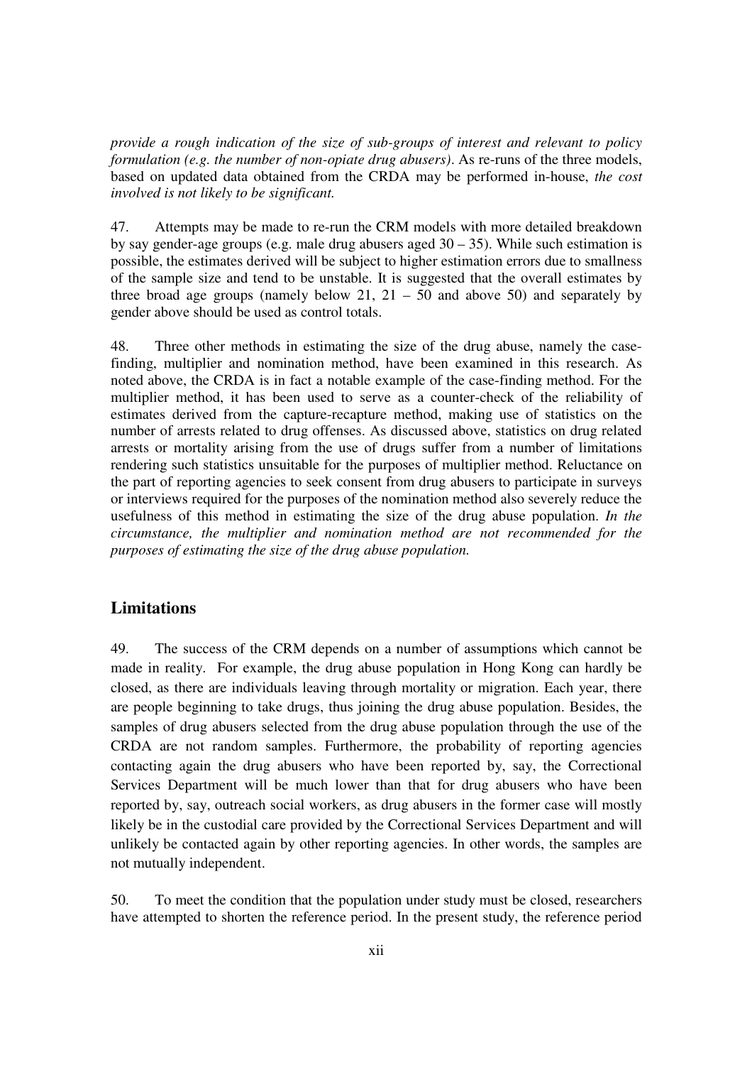*provide a rough indication of the size of sub-groups of interest and relevant to policy formulation (e.g. the number of non-opiate drug abusers)*. As re-runs of the three models, based on updated data obtained from the CRDA may be performed in-house, *the cost involved is not likely to be significant.*

47. Attempts may be made to re-run the CRM models with more detailed breakdown by say gender-age groups (e.g. male drug abusers aged 30 – 35). While such estimation is possible, the estimates derived will be subject to higher estimation errors due to smallness of the sample size and tend to be unstable. It is suggested that the overall estimates by three broad age groups (namely below 21, 21 – 50 and above 50) and separately by gender above should be used as control totals.

48. Three other methods in estimating the size of the drug abuse, namely the case-finding, multiplier and nomination method, have been examined in this research. As noted above, the CRDA is in fact a notable example of the case-finding method. For the multiplier method, it has been used to serve as a counter-check of the reliability of estimates derived from the capture-recapture method, making use of statistics on the number of arrests related to drug offenses. As discussed above, statistics on drug related arrests or mortality arising from the use of drugs suffer from a number of limitations rendering such statistics unsuitable for the purposes of multiplier method. Reluctance on the part of reporting agencies to seek consent from drug abusers to participate in surveys or interviews required for the purposes of the nomination method also severely reduce the usefulness of this method in estimating the size of the drug abuse population. *In the circumstance, the multiplier and nomination method are not recommended for the purposes of estimating the size of the drug abuse population.*

## Limitations

49. The success of the CRM depends on a number of assumptions which cannot be made in reality. For example, the drug abuse population in Hong Kong can hardly be closed, as there are individuals leaving through mortality or migration. Each year, there are people beginning to take drugs, thus joining the drug abuse population. Besides, the samples of drug abusers selected from the drug abuse population through the use of the CRDA are not random samples. Furthermore, the probability of reporting agencies contacting again the drug abusers who have been reported by, say, the Correctional Services Department will be much lower than that for drug abusers who have been reported by, say, outreach social workers, as drug abusers in the former case will mostly likely be in the custodial care provided by the Correctional Services Department and will unlikely be contacted again by other reporting agencies. In other words, the samples are not mutually independent.

50. To meet the condition that the population under study must be closed, researchers have attempted to shorten the reference period. In the present study, the reference period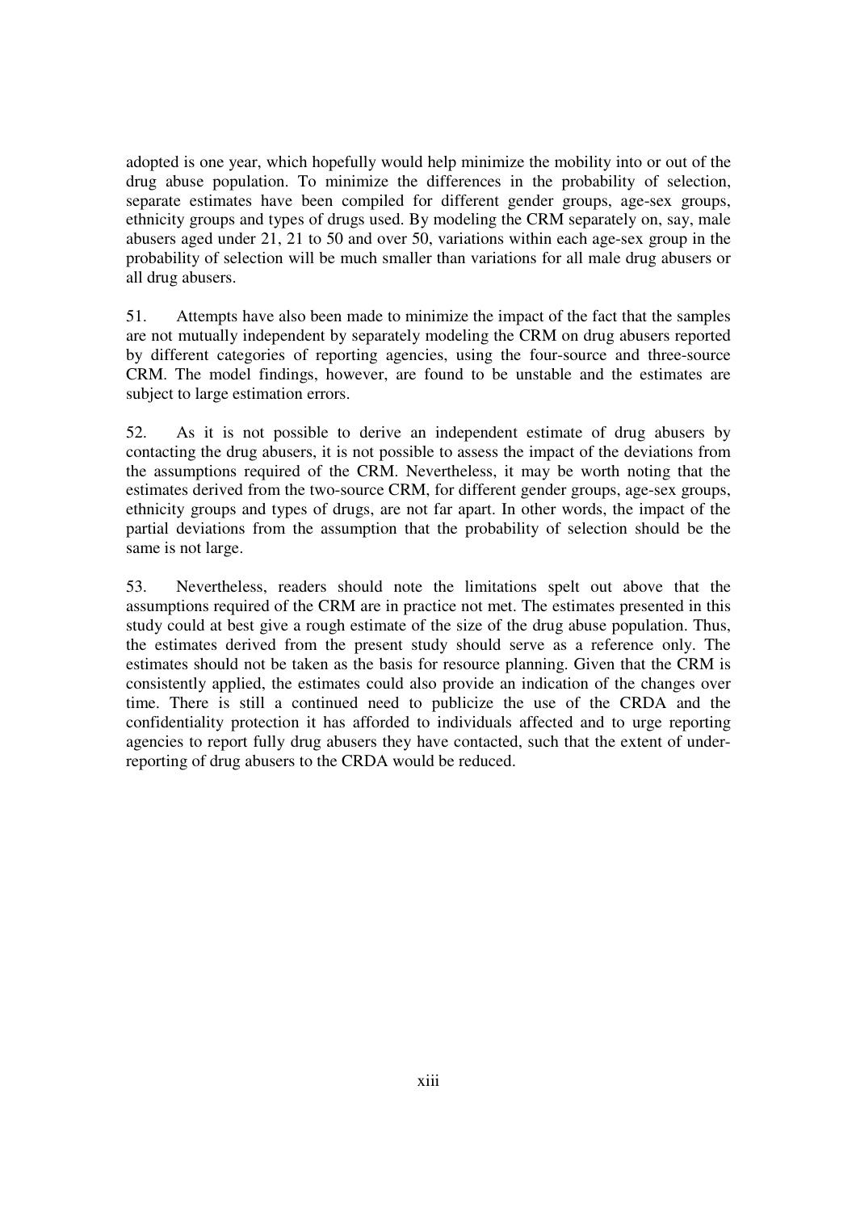adopted is one year, which hopefully would help minimize the mobility into or out of the drug abuse population. To minimize the differences in the probability of selection, separate estimates have been compiled for different gender groups, age-sex groups, ethnicity groups and types of drugs used. By modeling the CRM separately on, say, male abusers aged under 21, 21 to 50 and over 50, variations within each age-sex group in the probability of selection will be much smaller than variations for all male drug abusers or all drug abusers.

51. Attempts have also been made to minimize the impact of the fact that the samples are not mutually independent by separately modeling the CRM on drug abusers reported by different categories of reporting agencies, using the four-source and three-source CRM. The model findings, however, are found to be unstable and the estimates are subject to large estimation errors.

52. As it is not possible to derive an independent estimate of drug abusers by contacting the drug abusers, it is not possible to assess the impact of the deviations from the assumptions required of the CRM. Nevertheless, it may be worth noting that the estimates derived from the two-source CRM, for different gender groups, age-sex groups, ethnicity groups and types of drugs, are not far apart. In other words, the impact of the partial deviations from the assumption that the probability of selection should be the same is not large.

53. Nevertheless, readers should note the limitations spelt out above that the assumptions required of the CRM are in practice not met. The estimates presented in this study could at best give a rough estimate of the size of the drug abuse population. Thus, the estimates derived from the present study should serve as a reference only. The estimates should not be taken as the basis for resource planning. Given that the CRM is consistently applied, the estimates could also provide an indication of the changes over time. There is still a continued need to publicize the use of the CRDA and the confidentiality protection it has afforded to individuals affected and to urge reporting agencies to report fully drug abusers they have contacted, such that the extent of under-reporting of drug abusers to the CRDA would be reduced.